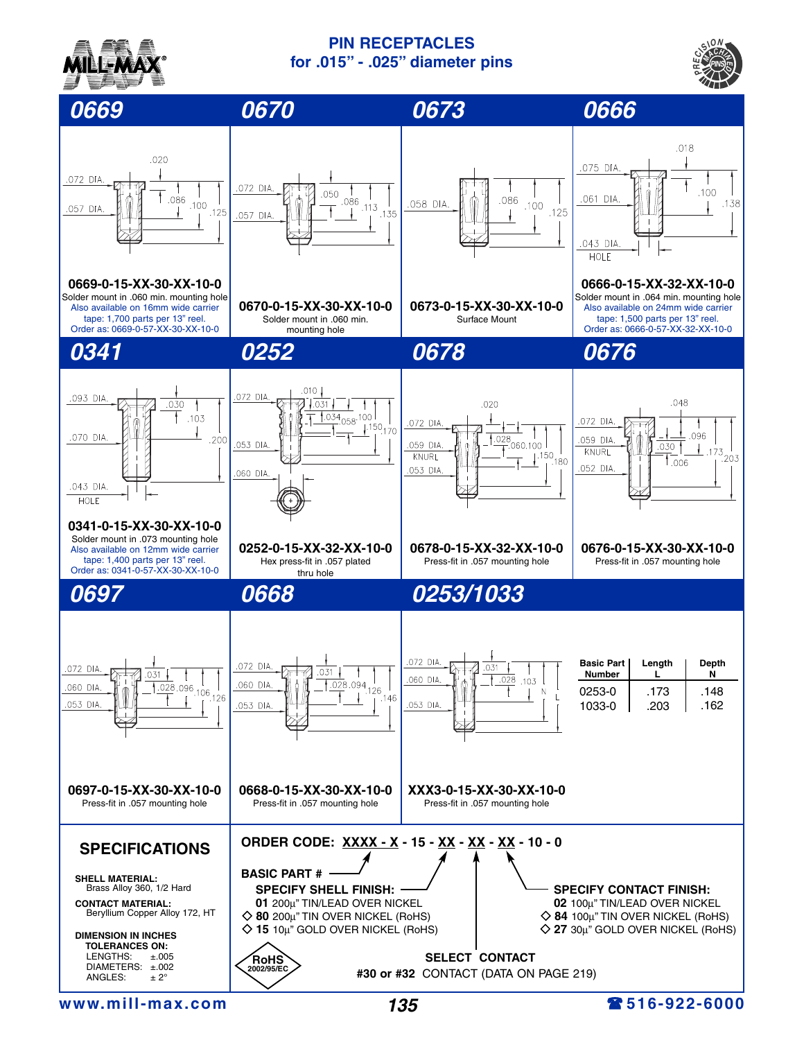# PIN RECEPTACLES
## for .015" - .025" diameter pins

## 0669

.072 DIA. .057 DIA. .020 .086 .100 .125

**0669-0-15-XX-30-XX-10-0**

Solder mount in .060 min. mounting hole

Also available on 16mm wide carrier tape: 1,700 parts per 13" reel.
Order as: 0669-0-57-XX-30-XX-10-0

## 0670

.072 DIA. .057 DIA. .050 .086 .113 .135

**0670-0-15-XX-30-XX-10-0**

Solder mount in .060 min. mounting hole

## 0673

.058 DIA. .086 .100 .125

**0673-0-15-XX-30-XX-10-0**

Surface Mount

## 0666

.075 DIA. .061 DIA. .043 DIA. HOLE .018 .100 .138

**0666-0-15-XX-32-XX-10-0**

Solder mount in .064 min. mounting hole

Also available on 24mm wide carrier tape: 1,500 parts per 13" reel.
Order as: 0666-0-57-XX-32-XX-10-0

## 0341

.093 DIA. .070 DIA. .043 DIA. HOLE .030 .103 .200

**0341-0-15-XX-30-XX-10-0**

Solder mount in .073 mounting hole

Also available on 12mm wide carrier tape: 1,400 parts per 13" reel.
Order as: 0341-0-57-XX-30-XX-10-0

## 0252

.072 DIA. .053 DIA. .060 DIA. .010 .031 .034 .058 .100 .150 .170

**0252-0-15-XX-32-XX-10-0**

Hex press-fit in .057 plated thru hole

## 0678

.072 DIA. .059 DIA. KNURL .053 DIA. .020 .028 .060 .100 .150 .180

**0678-0-15-XX-32-XX-10-0**

Press-fit in .057 mounting hole

## 0676

.072 DIA. .059 DIA. KNURL .052 DIA. .048 .030 .006 .096 .173 .203

**0676-0-15-XX-30-XX-10-0**

Press-fit in .057 mounting hole

## 0697

.072 DIA. .060 DIA. .053 DIA. .031 .028 .096 .106 .126

**0697-0-15-XX-30-XX-10-0**

Press-fit in .057 mounting hole

## 0668

.072 DIA. .060 DIA. .053 DIA. .031 .028 .094 .126 .146

**0668-0-15-XX-30-XX-10-0**

Press-fit in .057 mounting hole

## 0253/1033

.072 DIA. .060 DIA. .053 DIA. .031 .028 .103 N L

**XXX3-0-15-XX-30-XX-10-0**

Press-fit in .057 mounting hole

| Basic Part Number | Length L | Depth N |
|---|---|---|
| 0253-0 | .173 | .148 |
| 1033-0 | .203 | .162 |

## SPECIFICATIONS

**SHELL MATERIAL:**
Brass Alloy 360, 1/2 Hard

**CONTACT MATERIAL:**
Beryllium Copper Alloy 172, HT

**DIMENSION IN INCHES**
**TOLERANCES ON:**
LENGTHS: ±.005
DIAMETERS: ±.002
ANGLES: ± 2°

**ORDER CODE: XXXX - X - 15 - XX - XX - XX - 10 - 0**

**BASIC PART #**

**SPECIFY SHELL FINISH:**
- **01** 200µ" TIN/LEAD OVER NICKEL
- ◇ **80** 200µ" TIN OVER NICKEL (RoHS)
- ◇ **15** 10µ" GOLD OVER NICKEL (RoHS)

**SELECT CONTACT**
**#30 or #32** CONTACT (DATA ON PAGE 219)

**SPECIFY CONTACT FINISH:**
- **02** 100µ" TIN/LEAD OVER NICKEL
- ◇ **84** 100µ" TIN OVER NICKEL (RoHS)
- ◇ **27** 30µ" GOLD OVER NICKEL (RoHS)

RoHS 2002/95/EC

www.mill-max.com

☎ 516-922-6000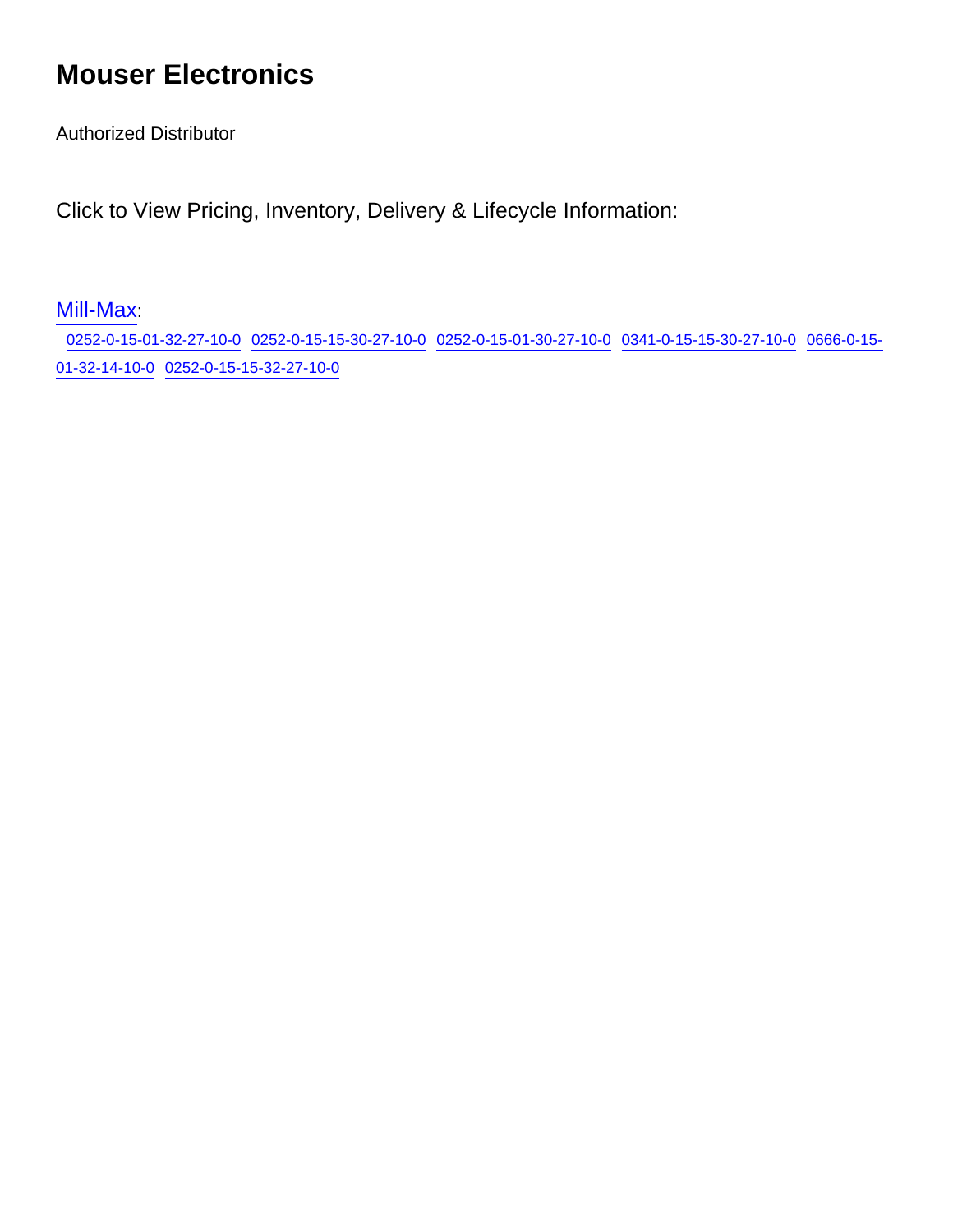# Mouser Electronics

Authorized Distributor

Click to View Pricing, Inventory, Delivery & Lifecycle Information:

Mill-Max:

0252-0-15-01-32-27-10-0 0252-0-15-15-30-27-10-0 0252-0-15-01-30-27-10-0 0341-0-15-15-30-27-10-0 0666-0-15-01-32-14-10-0 0252-0-15-15-32-27-10-0